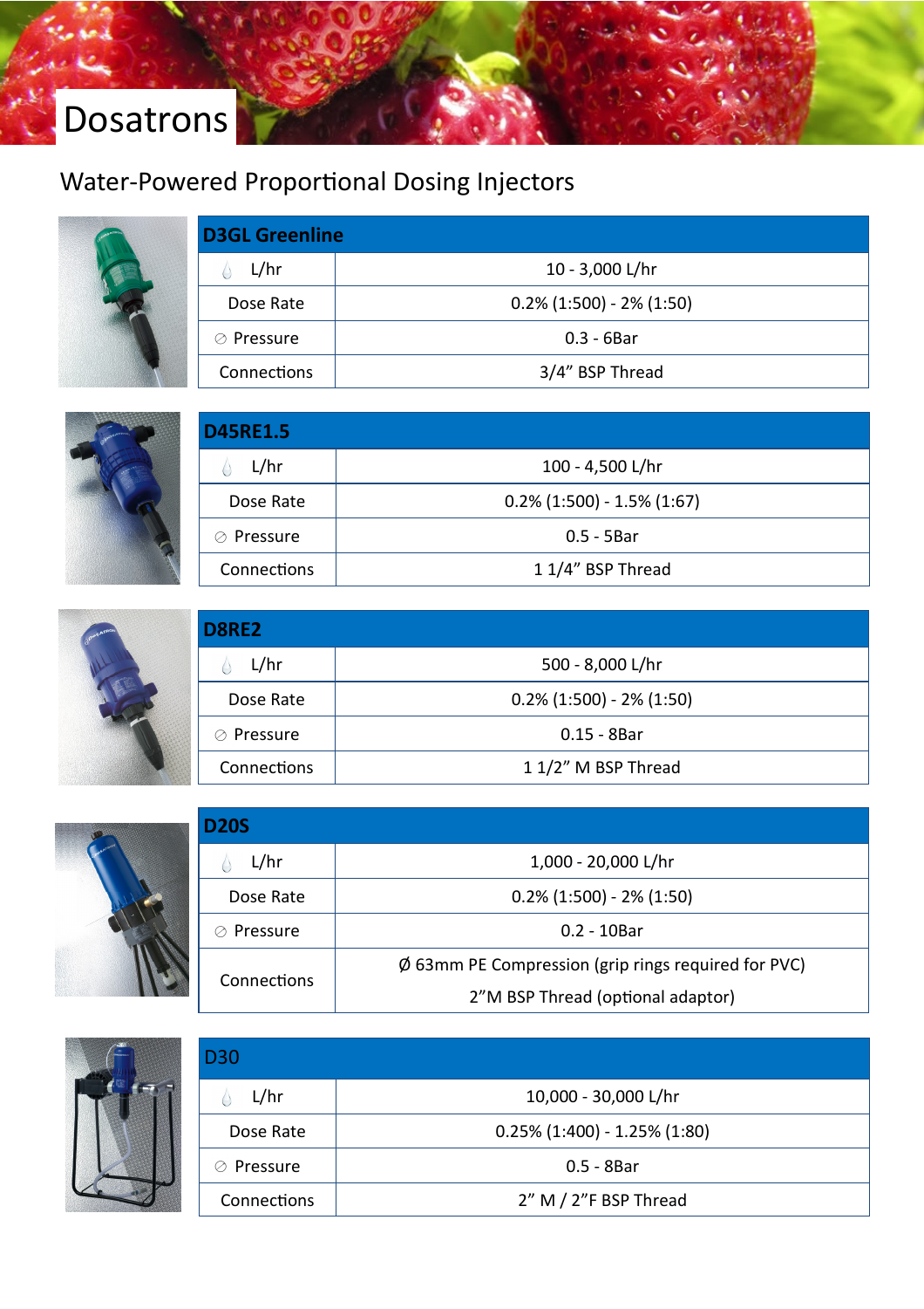# Dosatrons

## Water-Powered Proportional Dosing Injectors

| D3GL Greenline | |
|---|---|
| L/hr | 10 - 3,000 L/hr |
| Dose Rate | 0.2% (1:500) - 2% (1:50) |
| Pressure | 0.3 - 6Bar |
| Connections | 3/4” BSP Thread |

| D45RE1.5 | |
|---|---|
| L/hr | 100 - 4,500 L/hr |
| Dose Rate | 0.2% (1:500) - 1.5% (1:67) |
| Pressure | 0.5 - 5Bar |
| Connections | 1 1/4” BSP Thread |

| D8RE2 | |
|---|---|
| L/hr | 500 - 8,000 L/hr |
| Dose Rate | 0.2% (1:500) - 2% (1:50) |
| Pressure | 0.15 - 8Bar |
| Connections | 1 1/2” M BSP Thread |

| D20S | |
|---|---|
| L/hr | 1,000 - 20,000 L/hr |
| Dose Rate | 0.2% (1:500) - 2% (1:50) |
| Pressure | 0.2 - 10Bar |
| Connections | Ø 63mm PE Compression (grip rings required for PVC)<br>2”M BSP Thread (optional adaptor) |

| D30 | |
|---|---|
| L/hr | 10,000 - 30,000 L/hr |
| Dose Rate | 0.25% (1:400) - 1.25% (1:80) |
| Pressure | 0.5 - 8Bar |
| Connections | 2” M / 2”F BSP Thread |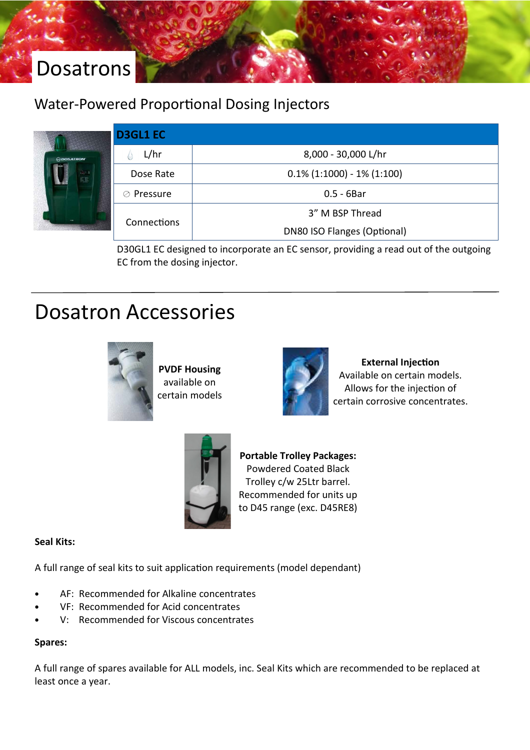# Dosatrons

## Water-Powered Proportional Dosing Injectors

| D3GL1 EC | |
| --- | --- |
| L/hr | 8,000 - 30,000 L/hr |
| Dose Rate | 0.1% (1:1000) - 1% (1:100) |
| Pressure | 0.5 - 6Bar |
| Connections | 3" M BSP Thread<br>DN80 ISO Flanges (Optional) |

D30GL1 EC designed to incorporate an EC sensor, providing a read out of the outgoing EC from the dosing injector.

# Dosatron Accessories

**PVDF Housing** available on certain models

**External Injection**
Available on certain models. Allows for the injection of certain corrosive concentrates.

**Portable Trolley Packages:** Powdered Coated Black Trolley c/w 25Ltr barrel. Recommended for units up to D45 range (exc. D45RE8)

**Seal Kits:**

A full range of seal kits to suit application requirements (model dependant)

- AF: Recommended for Alkaline concentrates
- VF: Recommended for Acid concentrates
- V: Recommended for Viscous concentrates

**Spares:**

A full range of spares available for ALL models, inc. Seal Kits which are recommended to be replaced at least once a year.